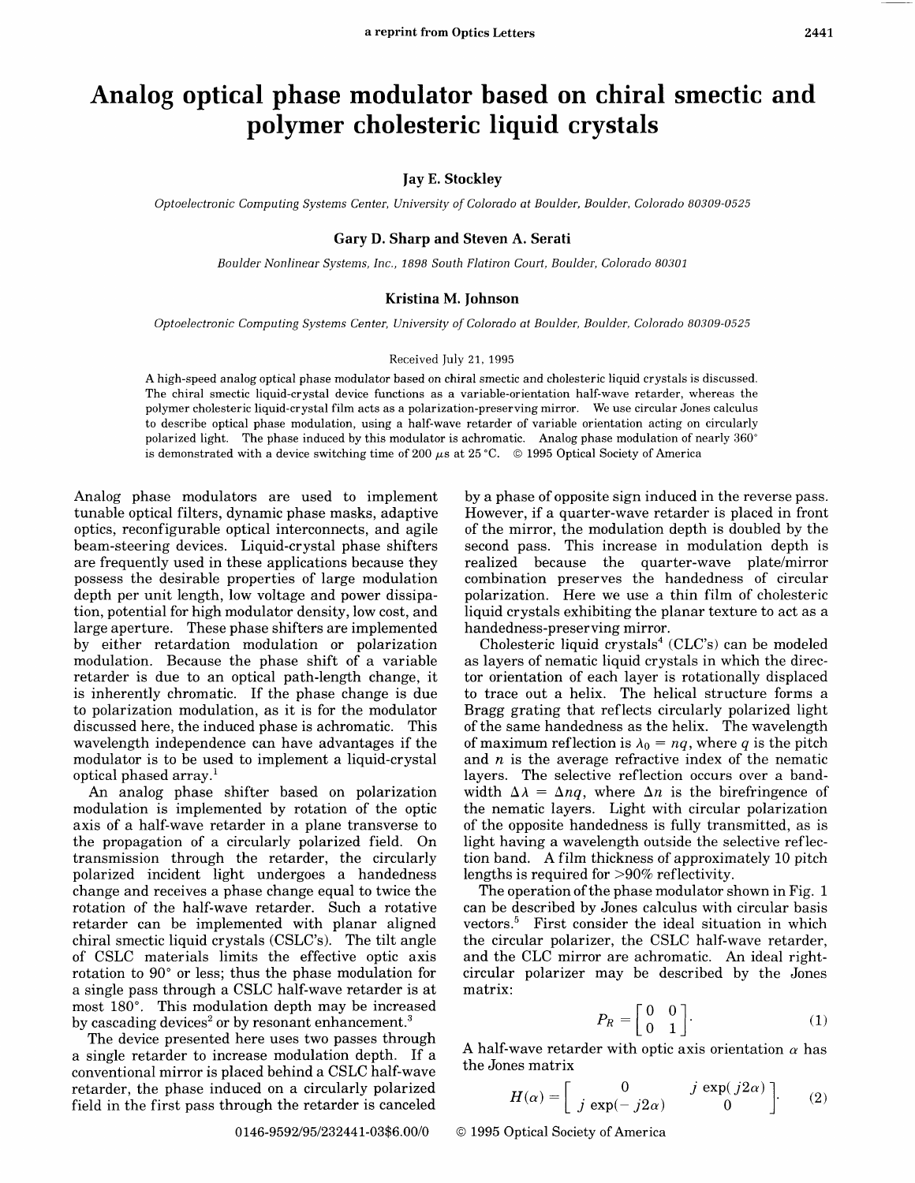# Analog optical phase modulator based on chiral smectic and polymer cholesteric liquid crystals

**Jay E. Stockley**

*Optoelectronic Computing Systems Center, University of Colorado at Boulder, Boulder, Colorado 80309-0525*

**Gary D. Sharp and Steven A. Serati**

*Boulder Nonlinear Systems, Inc., 1898 South Flatiron Court, Boulder, Colorado 80301*

**Kristina M. Johnson**

*Optoelectronic Computing Systems Center, University of Colorado at Boulder, Boulder, Colorado 80309-0525*

Received July 21, 1995

A high-speed analog optical phase modulator based on chiral smectic and cholesteric liquid crystals is discussed. The chiral smectic liquid-crystal device functions as a variable-orientation half-wave retarder, whereas the polymer cholesteric liquid-crystal film acts as a polarization-preserving mirror. We use circular Jones calculus to describe optical phase modulation, using a half-wave retarder of variable orientation acting on circularly polarized light. The phase induced by this modulator is achromatic. Analog phase modulation of nearly 360° is demonstrated with a device switching time of 200 μs at 25 °C. © 1995 Optical Society of America

Analog phase modulators are used to implement tunable optical filters, dynamic phase masks, adaptive optics, reconfigurable optical interconnects, and agile beam-steering devices. Liquid-crystal phase shifters are frequently used in these applications because they possess the desirable properties of large modulation depth per unit length, low voltage and power dissipation, potential for high modulator density, low cost, and large aperture. These phase shifters are implemented by either retardation modulation or polarization modulation. Because the phase shift of a variable retarder is due to an optical path-length change, it is inherently chromatic. If the phase change is due to polarization modulation, as it is for the modulator discussed here, the induced phase is achromatic. This wavelength independence can have advantages if the modulator is to be used to implement a liquid-crystal optical phased array.[1]

An analog phase shifter based on polarization modulation is implemented by rotation of the optic axis of a half-wave retarder in a plane transverse to the propagation of a circularly polarized field. On transmission through the retarder, the circularly polarized incident light undergoes a handedness change and receives a phase change equal to twice the rotation of the half-wave retarder. Such a rotative retarder can be implemented with planar aligned chiral smectic liquid crystals (CSLC's). The tilt angle of CSLC materials limits the effective optic axis rotation to 90° or less; thus the phase modulation for a single pass through a CSLC half-wave retarder is at most 180°. This modulation depth may be increased by cascading devices[2] or by resonant enhancement.[3]

The device presented here uses two passes through a single retarder to increase modulation depth. If a conventional mirror is placed behind a CSLC half-wave retarder, the phase induced on a circularly polarized field in the first pass through the retarder is canceled by a phase of opposite sign induced in the reverse pass. However, if a quarter-wave retarder is placed in front of the mirror, the modulation depth is doubled by the second pass. This increase in modulation depth is realized because the quarter-wave plate/mirror combination preserves the handedness of circular polarization. Here we use a thin film of cholesteric liquid crystals exhibiting the planar texture to act as a handedness-preserving mirror.

Cholesteric liquid crystals[4] (CLC's) can be modeled as layers of nematic liquid crystals in which the director orientation of each layer is rotationally displaced to trace out a helix. The helical structure forms a Bragg grating that reflects circularly polarized light of the same handedness as the helix. The wavelength of maximum reflection is $\lambda_0 = nq$, where $q$ is the pitch and $n$ is the average refractive index of the nematic layers. The selective reflection occurs over a bandwidth $\Delta\lambda = \Delta n q$, where $\Delta n$ is the birefringence of the nematic layers. Light with circular polarization of the opposite handedness is fully transmitted, as is light having a wavelength outside the selective reflection band. A film thickness of approximately 10 pitch lengths is required for >90% reflectivity.

The operation of the phase modulator shown in Fig. 1 can be described by Jones calculus with circular basis vectors.[5] First consider the ideal situation in which the circular polarizer, the CSLC half-wave retarder, and the CLC mirror are achromatic. An ideal right-circular polarizer may be described by the Jones matrix:

$$P_R = \begin{bmatrix} 0 & 0 \\ 0 & 1 \end{bmatrix}. \tag{1}$$

A half-wave retarder with optic axis orientation $\alpha$ has the Jones matrix

$$H(\alpha) = \begin{bmatrix} 0 & j\exp(j2\alpha) \\ j\exp(-j2\alpha) & 0 \end{bmatrix}. \tag{2}$$

0146-9592/95/232441-03$6.00/0 © 1995 Optical Society of America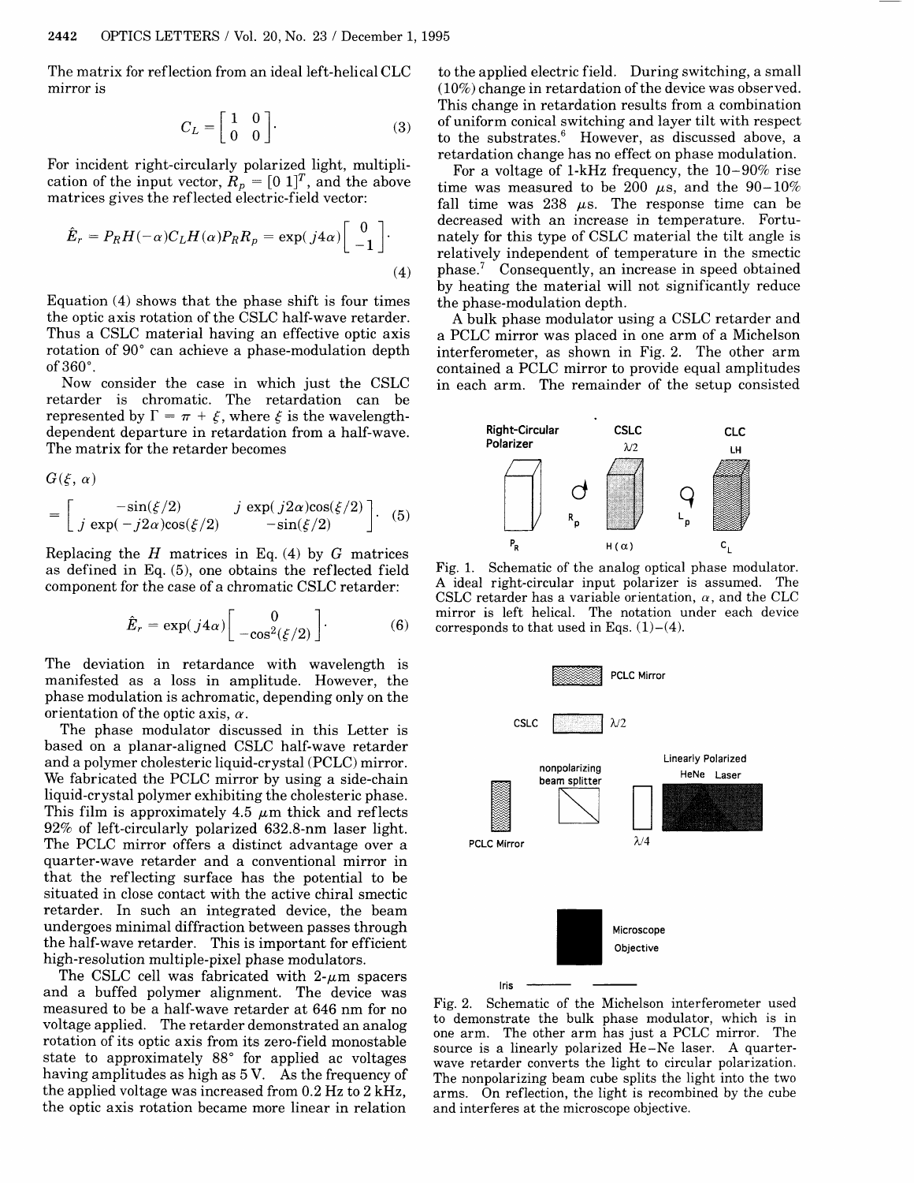The matrix for reflection from an ideal left-helical CLC mirror is

$$C_L = \begin{bmatrix} 1 & 0 \\ 0 & 0 \end{bmatrix}. \tag{3}$$

For incident right-circularly polarized light, multiplication of the input vector, $R_p = [0\ 1]^T$, and the above matrices gives the reflected electric-field vector:

$$\hat{E}_r = P_R H(-\alpha) C_L H(\alpha) P_R R_p = \exp(j4\alpha) \begin{bmatrix} 0 \\ -1 \end{bmatrix}. \tag{4}$$

Equation (4) shows that the phase shift is four times the optic axis rotation of the CSLC half-wave retarder. Thus a CSLC material having an effective optic axis rotation of 90° can achieve a phase-modulation depth of 360°.

Now consider the case in which just the CSLC retarder is chromatic. The retardation can be represented by $\Gamma = \pi + \xi$, where $\xi$ is the wavelength-dependent departure in retardation from a half-wave. The matrix for the retarder becomes

$$G(\xi, \alpha) = \begin{bmatrix} -\sin(\xi/2) & j\exp(j2\alpha)\cos(\xi/2) \\ j\exp(-j2\alpha)\cos(\xi/2) & -\sin(\xi/2) \end{bmatrix}. \tag{5}$$

Replacing the $H$ matrices in Eq. (4) by $G$ matrices as defined in Eq. (5), one obtains the reflected field component for the case of a chromatic CSLC retarder:

$$\hat{E}_r = \exp(j4\alpha) \begin{bmatrix} 0 \\ -\cos^2(\xi/2) \end{bmatrix}. \tag{6}$$

The deviation in retardance with wavelength is manifested as a loss in amplitude. However, the phase modulation is achromatic, depending only on the orientation of the optic axis, $\alpha$.

The phase modulator discussed in this Letter is based on a planar-aligned CSLC half-wave retarder and a polymer cholesteric liquid-crystal (PCLC) mirror. We fabricated the PCLC mirror by using a side-chain liquid-crystal polymer exhibiting the cholesteric phase. This film is approximately 4.5 $\mu$m thick and reflects 92% of left-circularly polarized 632.8-nm laser light. The PCLC mirror offers a distinct advantage over a quarter-wave retarder and a conventional mirror in that the reflecting surface has the potential to be situated in close contact with the active chiral smectic retarder. In such an integrated device, the beam undergoes minimal diffraction between passes through the half-wave retarder. This is important for efficient high-resolution multiple-pixel phase modulators.

The CSLC cell was fabricated with 2-$\mu$m spacers and a buffed polymer alignment. The device was measured to be a half-wave retarder at 646 nm for no voltage applied. The retarder demonstrated an analog rotation of its optic axis from its zero-field monostable state to approximately 88° for applied ac voltages having amplitudes as high as 5 V. As the frequency of the applied voltage was increased from 0.2 Hz to 2 kHz, the optic axis rotation became more linear in relation to the applied electric field. During switching, a small (10%) change in retardation of the device was observed. This change in retardation results from a combination of uniform conical switching and layer tilt with respect to the substrates.[6] However, as discussed above, a retardation change has no effect on phase modulation.

For a voltage of 1-kHz frequency, the 10–90% rise time was measured to be 200 $\mu$s, and the 90–10% fall time was 238 $\mu$s. The response time can be decreased with an increase in temperature. Fortunately for this type of CSLC material the tilt angle is relatively independent of temperature in the smectic phase.[7] Consequently, an increase in speed obtained by heating the material will not significantly reduce the phase-modulation depth.

A bulk phase modulator using a CSLC retarder and a PCLC mirror was placed in one arm of a Michelson interferometer, as shown in Fig. 2. The other arm contained a PCLC mirror to provide equal amplitudes in each arm. The remainder of the setup consisted

Fig. 1. Schematic of the analog optical phase modulator. A ideal right-circular input polarizer is assumed. The CSLC retarder has a variable orientation, $\alpha$, and the CLC mirror is left helical. The notation under each device corresponds to that used in Eqs. (1)–(4).

Fig. 2. Schematic of the Michelson interferometer used to demonstrate the bulk phase modulator, which is in one arm. The other arm has just a PCLC mirror. The source is a linearly polarized He–Ne laser. A quarter-wave retarder converts the light to circular polarization. The nonpolarizing beam cube splits the light into the two arms. On reflection, the light is recombined by the cube and interferes at the microscope objective.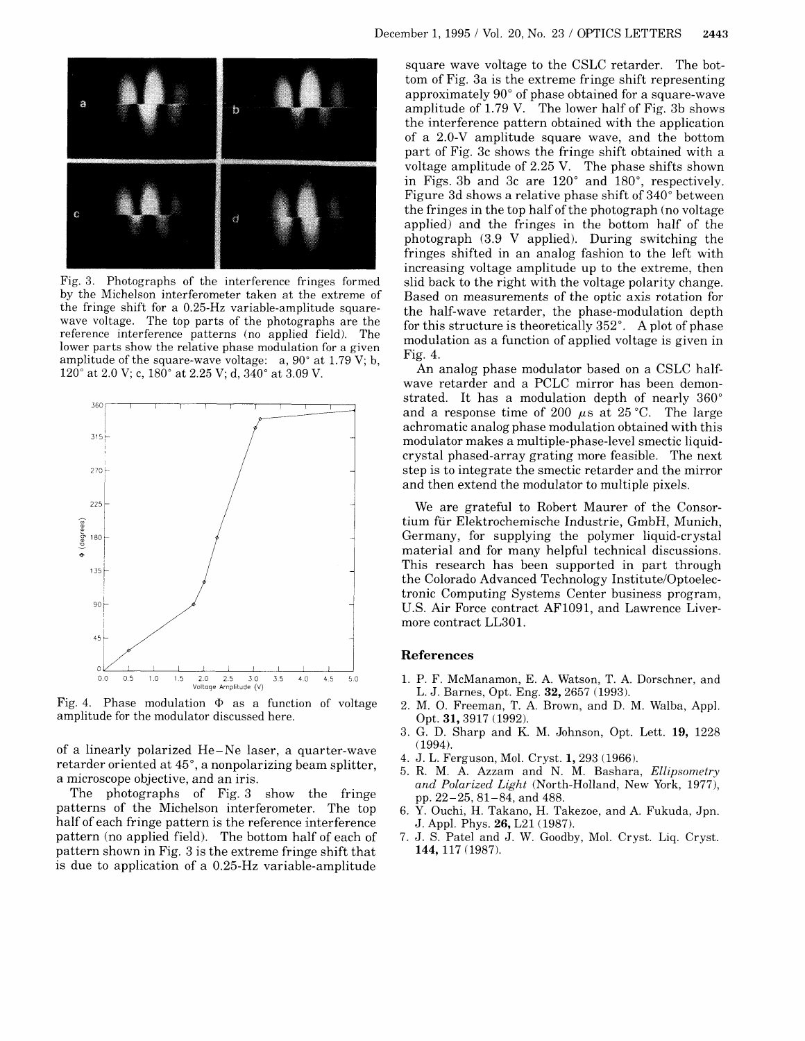a

b

c

d

Fig. 3. Photographs of the interference fringes formed by the Michelson interferometer taken at the extreme of the fringe shift for a 0.25-Hz variable-amplitude square-wave voltage. The top parts of the photographs are the reference interference patterns (no applied field). The lower parts show the relative phase modulation for a given amplitude of the square-wave voltage: a, 90° at 1.79 V; b, 120° at 2.0 V; c, 180° at 2.25 V; d, 340° at 3.09 V.

360
315
270
225
180
135
90
45
0

Φ (degrees)

0.0 0.5 1.0 1.5 2.0 2.5 3.0 3.5 4.0 4.5 5.0

Voltage Amplitude (V)

Fig. 4. Phase modulation Φ as a function of voltage amplitude for the modulator discussed here.

of a linearly polarized He–Ne laser, a quarter-wave retarder oriented at 45°, a nonpolarizing beam splitter, a microscope objective, and an iris.

The photographs of Fig. 3 show the fringe patterns of the Michelson interferometer. The top half of each fringe pattern is the reference interference pattern (no applied field). The bottom half of each of pattern shown in Fig. 3 is the extreme fringe shift that is due to application of a 0.25-Hz variable-amplitude square wave voltage to the CSLC retarder. The bottom of Fig. 3a is the extreme fringe shift representing approximately 90° of phase obtained for a square-wave amplitude of 1.79 V. The lower half of Fig. 3b shows the interference pattern obtained with the application of a 2.0-V amplitude square wave, and the bottom part of Fig. 3c shows the fringe shift obtained with a voltage amplitude of 2.25 V. The phase shifts shown in Figs. 3b and 3c are 120° and 180°, respectively. Figure 3d shows a relative phase shift of 340° between the fringes in the top half of the photograph (no voltage applied) and the fringes in the bottom half of the photograph (3.9 V applied). During switching the fringes shifted in an analog fashion to the left with increasing voltage amplitude up to the extreme, then slid back to the right with the voltage polarity change. Based on measurements of the optic axis rotation for the half-wave retarder, the phase-modulation depth for this structure is theoretically 352°. A plot of phase modulation as a function of applied voltage is given in Fig. 4.

An analog phase modulator based on a CSLC half-wave retarder and a PCLC mirror has been demonstrated. It has a modulation depth of nearly 360° and a response time of 200 μs at 25 °C. The large achromatic analog phase modulation obtained with this modulator makes a multiple-phase-level smectic liquid-crystal phased-array grating more feasible. The next step is to integrate the smectic retarder and the mirror and then extend the modulator to multiple pixels.

We are grateful to Robert Maurer of the Consortium für Elektrochemische Industrie, GmbH, Munich, Germany, for supplying the polymer liquid-crystal material and for many helpful technical discussions. This research has been supported in part through the Colorado Advanced Technology Institute/Optoelectronic Computing Systems Center business program, U.S. Air Force contract AF1091, and Lawrence Livermore contract LL301.

## References

1. P. F. McManamon, E. A. Watson, T. A. Dorschner, and L. J. Barnes, Opt. Eng. **32**, 2657 (1993).
2. M. O. Freeman, T. A. Brown, and D. M. Walba, Appl. Opt. **31**, 3917 (1992).
3. G. D. Sharp and K. M. Johnson, Opt. Lett. **19**, 1228 (1994).
4. J. L. Ferguson, Mol. Cryst. **1**, 293 (1966).
5. R. M. A. Azzam and N. M. Bashara, *Ellipsometry and Polarized Light* (North-Holland, New York, 1977), pp. 22–25, 81–84, and 488.
6. Y. Ouchi, H. Takano, H. Takezoe, and A. Fukuda, Jpn. J. Appl. Phys. **26**, L21 (1987).
7. J. S. Patel and J. W. Goodby, Mol. Cryst. Liq. Cryst. **144**, 117 (1987).